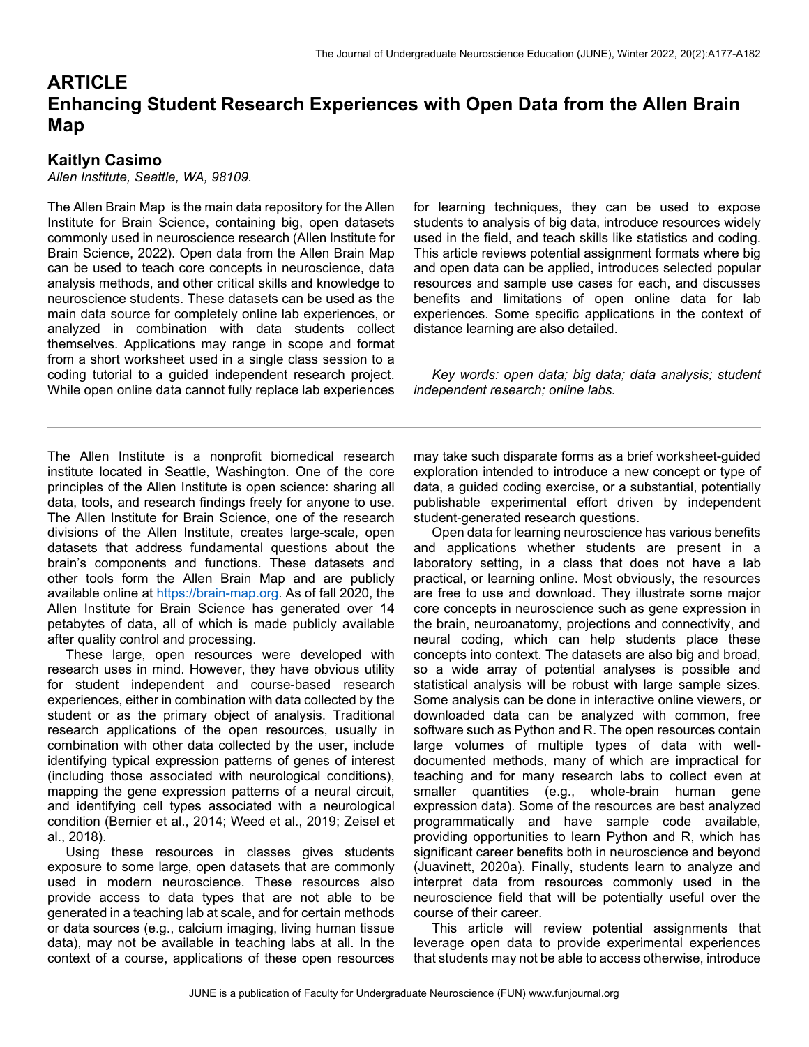# ARTICLE

# Enhancing Student Research Experiences with Open Data from the Allen Brain Map

## Kaitlyn Casimo

*Allen Institute, Seattle, WA, 98109.*

The Allen Brain Map is the main data repository for the Allen Institute for Brain Science, containing big, open datasets commonly used in neuroscience research (Allen Institute for Brain Science, 2022). Open data from the Allen Brain Map can be used to teach core concepts in neuroscience, data analysis methods, and other critical skills and knowledge to neuroscience students. These datasets can be used as the main data source for completely online lab experiences, or analyzed in combination with data students collect themselves. Applications may range in scope and format from a short worksheet used in a single class session to a coding tutorial to a guided independent research project. While open online data cannot fully replace lab experiences for learning techniques, they can be used to expose students to analysis of big data, introduce resources widely used in the field, and teach skills like statistics and coding. This article reviews potential assignment formats where big and open data can be applied, introduces selected popular resources and sample use cases for each, and discusses benefits and limitations of open online data for lab experiences. Some specific applications in the context of distance learning are also detailed.

*Key words: open data; big data; data analysis; student independent research; online labs.*

---

The Allen Institute is a nonprofit biomedical research institute located in Seattle, Washington. One of the core principles of the Allen Institute is open science: sharing all data, tools, and research findings freely for anyone to use. The Allen Institute for Brain Science, one of the research divisions of the Allen Institute, creates large-scale, open datasets that address fundamental questions about the brain's components and functions. These datasets and other tools form the Allen Brain Map and are publicly available online at https://brain-map.org. As of fall 2020, the Allen Institute for Brain Science has generated over 14 petabytes of data, all of which is made publicly available after quality control and processing.

These large, open resources were developed with research uses in mind. However, they have obvious utility for student independent and course-based research experiences, either in combination with data collected by the student or as the primary object of analysis. Traditional research applications of the open resources, usually in combination with other data collected by the user, include identifying typical expression patterns of genes of interest (including those associated with neurological conditions), mapping the gene expression patterns of a neural circuit, and identifying cell types associated with a neurological condition (Bernier et al., 2014; Weed et al., 2019; Zeisel et al., 2018).

Using these resources in classes gives students exposure to some large, open datasets that are commonly used in modern neuroscience. These resources also provide access to data types that are not able to be generated in a teaching lab at scale, and for certain methods or data sources (e.g., calcium imaging, living human tissue data), may not be available in teaching labs at all. In the context of a course, applications of these open resources may take such disparate forms as a brief worksheet-guided exploration intended to introduce a new concept or type of data, a guided coding exercise, or a substantial, potentially publishable experimental effort driven by independent student-generated research questions.

Open data for learning neuroscience has various benefits and applications whether students are present in a laboratory setting, in a class that does not have a lab practical, or learning online. Most obviously, the resources are free to use and download. They illustrate some major core concepts in neuroscience such as gene expression in the brain, neuroanatomy, projections and connectivity, and neural coding, which can help students place these concepts into context. The datasets are also big and broad, so a wide array of potential analyses is possible and statistical analysis will be robust with large sample sizes. Some analysis can be done in interactive online viewers, or downloaded data can be analyzed with common, free software such as Python and R. The open resources contain large volumes of multiple types of data with well-documented methods, many of which are impractical for teaching and for many research labs to collect even at smaller quantities (e.g., whole-brain human gene expression data). Some of the resources are best analyzed programmatically and have sample code available, providing opportunities to learn Python and R, which has significant career benefits both in neuroscience and beyond (Juavinett, 2020a). Finally, students learn to analyze and interpret data from resources commonly used in the neuroscience field that will be potentially useful over the course of their career.

This article will review potential assignments that leverage open data to provide experimental experiences that students may not be able to access otherwise, introduce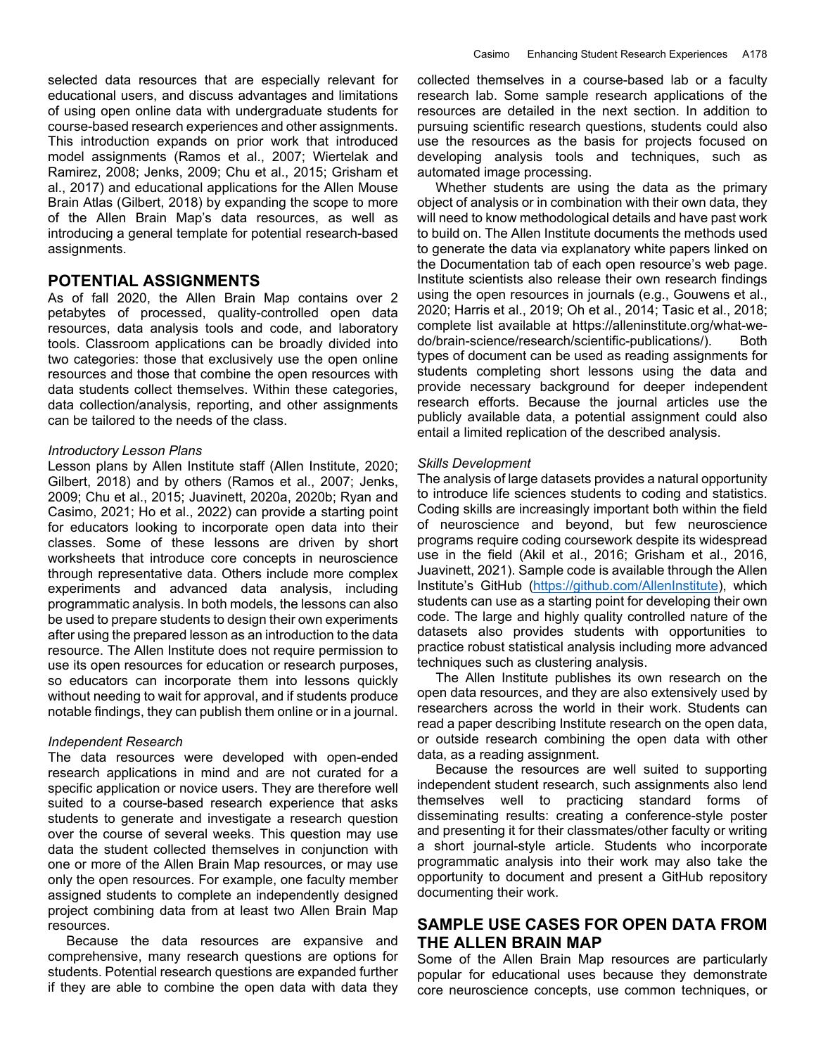selected data resources that are especially relevant for educational users, and discuss advantages and limitations of using open online data with undergraduate students for course-based research experiences and other assignments. This introduction expands on prior work that introduced model assignments (Ramos et al., 2007; Wiertelak and Ramirez, 2008; Jenks, 2009; Chu et al., 2015; Grisham et al., 2017) and educational applications for the Allen Mouse Brain Atlas (Gilbert, 2018) by expanding the scope to more of the Allen Brain Map's data resources, as well as introducing a general template for potential research-based assignments.

## POTENTIAL ASSIGNMENTS

As of fall 2020, the Allen Brain Map contains over 2 petabytes of processed, quality-controlled open data resources, data analysis tools and code, and laboratory tools. Classroom applications can be broadly divided into two categories: those that exclusively use the open online resources and those that combine the open resources with data students collect themselves. Within these categories, data collection/analysis, reporting, and other assignments can be tailored to the needs of the class.

### *Introductory Lesson Plans*

Lesson plans by Allen Institute staff (Allen Institute, 2020; Gilbert, 2018) and by others (Ramos et al., 2007; Jenks, 2009; Chu et al., 2015; Juavinett, 2020a, 2020b; Ryan and Casimo, 2021; Ho et al., 2022) can provide a starting point for educators looking to incorporate open data into their classes. Some of these lessons are driven by short worksheets that introduce core concepts in neuroscience through representative data. Others include more complex experiments and advanced data analysis, including programmatic analysis. In both models, the lessons can also be used to prepare students to design their own experiments after using the prepared lesson as an introduction to the data resource. The Allen Institute does not require permission to use its open resources for education or research purposes, so educators can incorporate them into lessons quickly without needing to wait for approval, and if students produce notable findings, they can publish them online or in a journal.

### *Independent Research*

The data resources were developed with open-ended research applications in mind and are not curated for a specific application or novice users. They are therefore well suited to a course-based research experience that asks students to generate and investigate a research question over the course of several weeks. This question may use data the student collected themselves in conjunction with one or more of the Allen Brain Map resources, or may use only the open resources. For example, one faculty member assigned students to complete an independently designed project combining data from at least two Allen Brain Map resources.

Because the data resources are expansive and comprehensive, many research questions are options for students. Potential research questions are expanded further if they are able to combine the open data with data they collected themselves in a course-based lab or a faculty research lab. Some sample research applications of the resources are detailed in the next section. In addition to pursuing scientific research questions, students could also use the resources as the basis for projects focused on developing analysis tools and techniques, such as automated image processing.

Whether students are using the data as the primary object of analysis or in combination with their own data, they will need to know methodological details and have past work to build on. The Allen Institute documents the methods used to generate the data via explanatory white papers linked on the Documentation tab of each open resource's web page. Institute scientists also release their own research findings using the open resources in journals (e.g., Gouwens et al., 2020; Harris et al., 2019; Oh et al., 2014; Tasic et al., 2018; complete list available at https://alleninstitute.org/what-we-do/brain-science/research/scientific-publications/). Both types of document can be used as reading assignments for students completing short lessons using the data and provide necessary background for deeper independent research efforts. Because the journal articles use the publicly available data, a potential assignment could also entail a limited replication of the described analysis.

### *Skills Development*

The analysis of large datasets provides a natural opportunity to introduce life sciences students to coding and statistics. Coding skills are increasingly important both within the field of neuroscience and beyond, but few neuroscience programs require coding coursework despite its widespread use in the field (Akil et al., 2016; Grisham et al., 2016, Juavinett, 2021). Sample code is available through the Allen Institute's GitHub (https://github.com/AllenInstitute), which students can use as a starting point for developing their own code. The large and highly quality controlled nature of the datasets also provides students with opportunities to practice robust statistical analysis including more advanced techniques such as clustering analysis.

The Allen Institute publishes its own research on the open data resources, and they are also extensively used by researchers across the world in their work. Students can read a paper describing Institute research on the open data, or outside research combining the open data with other data, as a reading assignment.

Because the resources are well suited to supporting independent student research, such assignments also lend themselves well to practicing standard forms of disseminating results: creating a conference-style poster and presenting it for their classmates/other faculty or writing a short journal-style article. Students who incorporate programmatic analysis into their work may also take the opportunity to document and present a GitHub repository documenting their work.

## SAMPLE USE CASES FOR OPEN DATA FROM THE ALLEN BRAIN MAP

Some of the Allen Brain Map resources are particularly popular for educational uses because they demonstrate core neuroscience concepts, use common techniques, or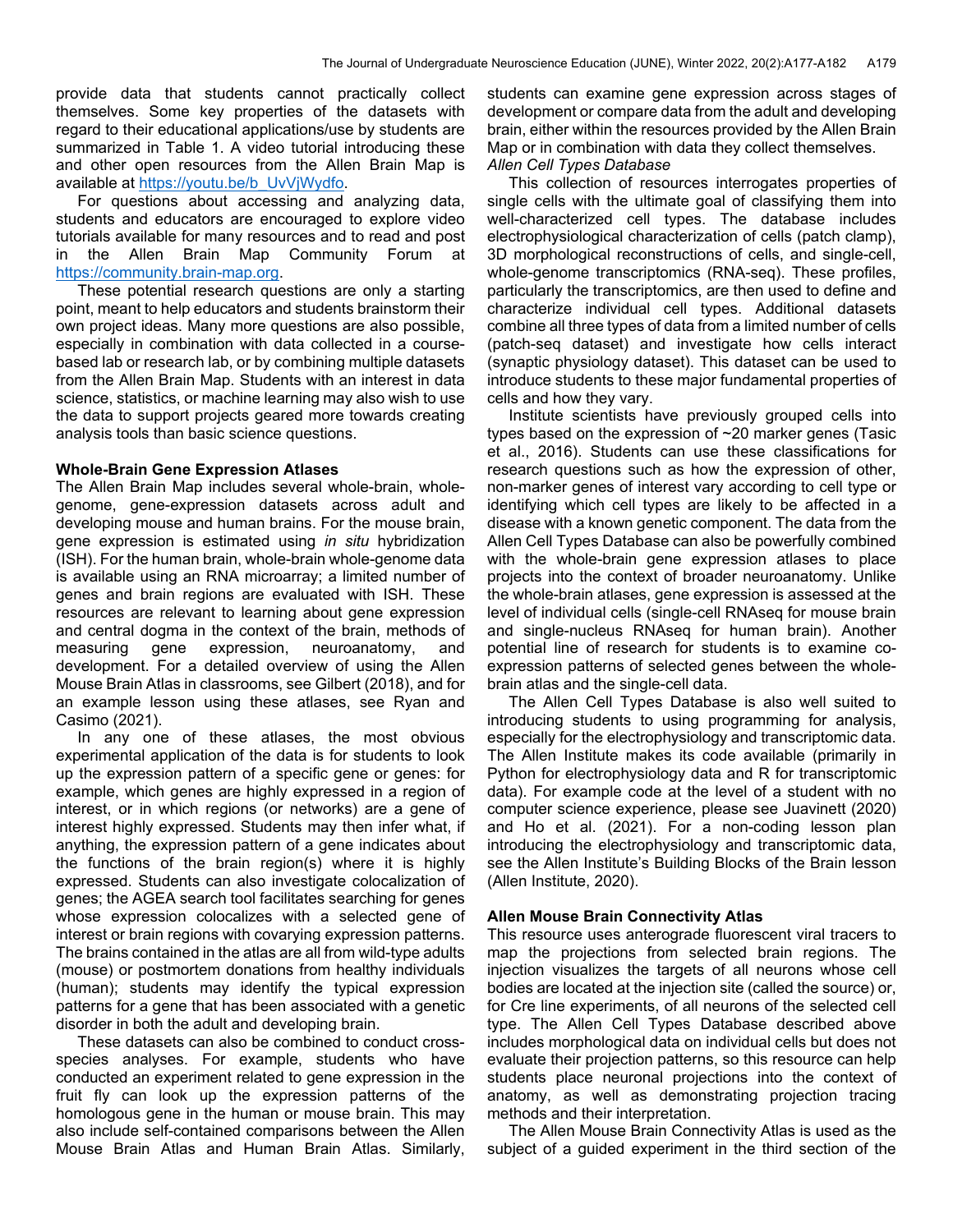provide data that students cannot practically collect themselves. Some key properties of the datasets with regard to their educational applications/use by students are summarized in Table 1. A video tutorial introducing these and other open resources from the Allen Brain Map is available at https://youtu.be/b_UvVjWydfo.

For questions about accessing and analyzing data, students and educators are encouraged to explore video tutorials available for many resources and to read and post in the Allen Brain Map Community Forum at https://community.brain-map.org.

These potential research questions are only a starting point, meant to help educators and students brainstorm their own project ideas. Many more questions are also possible, especially in combination with data collected in a course-based lab or research lab, or by combining multiple datasets from the Allen Brain Map. Students with an interest in data science, statistics, or machine learning may also wish to use the data to support projects geared more towards creating analysis tools than basic science questions.

## Whole-Brain Gene Expression Atlases

The Allen Brain Map includes several whole-brain, whole-genome, gene-expression datasets across adult and developing mouse and human brains. For the mouse brain, gene expression is estimated using *in situ* hybridization (ISH). For the human brain, whole-brain whole-genome data is available using an RNA microarray; a limited number of genes and brain regions are evaluated with ISH. These resources are relevant to learning about gene expression and central dogma in the context of the brain, methods of measuring gene expression, neuroanatomy, and development. For a detailed overview of using the Allen Mouse Brain Atlas in classrooms, see Gilbert (2018), and for an example lesson using these atlases, see Ryan and Casimo (2021).

In any one of these atlases, the most obvious experimental application of the data is for students to look up the expression pattern of a specific gene or genes: for example, which genes are highly expressed in a region of interest, or in which regions (or networks) are a gene of interest highly expressed. Students may then infer what, if anything, the expression pattern of a gene indicates about the functions of the brain region(s) where it is highly expressed. Students can also investigate colocalization of genes; the AGEA search tool facilitates searching for genes whose expression colocalizes with a selected gene of interest or brain regions with covarying expression patterns. The brains contained in the atlas are all from wild-type adults (mouse) or postmortem donations from healthy individuals (human); students may identify the typical expression patterns for a gene that has been associated with a genetic disorder in both the adult and developing brain.

These datasets can also be combined to conduct cross-species analyses. For example, students who have conducted an experiment related to gene expression in the fruit fly can look up the expression patterns of the homologous gene in the human or mouse brain. This may also include self-contained comparisons between the Allen Mouse Brain Atlas and Human Brain Atlas. Similarly, students can examine gene expression across stages of development or compare data from the adult and developing brain, either within the resources provided by the Allen Brain Map or in combination with data they collect themselves.

*Allen Cell Types Database*

This collection of resources interrogates properties of single cells with the ultimate goal of classifying them into well-characterized cell types. The database includes electrophysiological characterization of cells (patch clamp), 3D morphological reconstructions of cells, and single-cell, whole-genome transcriptomics (RNA-seq). These profiles, particularly the transcriptomics, are then used to define and characterize individual cell types. Additional datasets combine all three types of data from a limited number of cells (patch-seq dataset) and investigate how cells interact (synaptic physiology dataset). This dataset can be used to introduce students to these major fundamental properties of cells and how they vary.

Institute scientists have previously grouped cells into types based on the expression of ~20 marker genes (Tasic et al., 2016). Students can use these classifications for research questions such as how the expression of other, non-marker genes of interest vary according to cell type or identifying which cell types are likely to be affected in a disease with a known genetic component. The data from the Allen Cell Types Database can also be powerfully combined with the whole-brain gene expression atlases to place projects into the context of broader neuroanatomy. Unlike the whole-brain atlases, gene expression is assessed at the level of individual cells (single-cell RNAseq for mouse brain and single-nucleus RNAseq for human brain). Another potential line of research for students is to examine co-expression patterns of selected genes between the whole-brain atlas and the single-cell data.

The Allen Cell Types Database is also well suited to introducing students to using programming for analysis, especially for the electrophysiology and transcriptomic data. The Allen Institute makes its code available (primarily in Python for electrophysiology data and R for transcriptomic data). For example code at the level of a student with no computer science experience, please see Juavinett (2020) and Ho et al. (2021). For a non-coding lesson plan introducing the electrophysiology and transcriptomic data, see the Allen Institute's Building Blocks of the Brain lesson (Allen Institute, 2020).

## Allen Mouse Brain Connectivity Atlas

This resource uses anterograde fluorescent viral tracers to map the projections from selected brain regions. The injection visualizes the targets of all neurons whose cell bodies are located at the injection site (called the source) or, for Cre line experiments, of all neurons of the selected cell type. The Allen Cell Types Database described above includes morphological data on individual cells but does not evaluate their projection patterns, so this resource can help students place neuronal projections into the context of anatomy, as well as demonstrating projection tracing methods and their interpretation.

The Allen Mouse Brain Connectivity Atlas is used as the subject of a guided experiment in the third section of the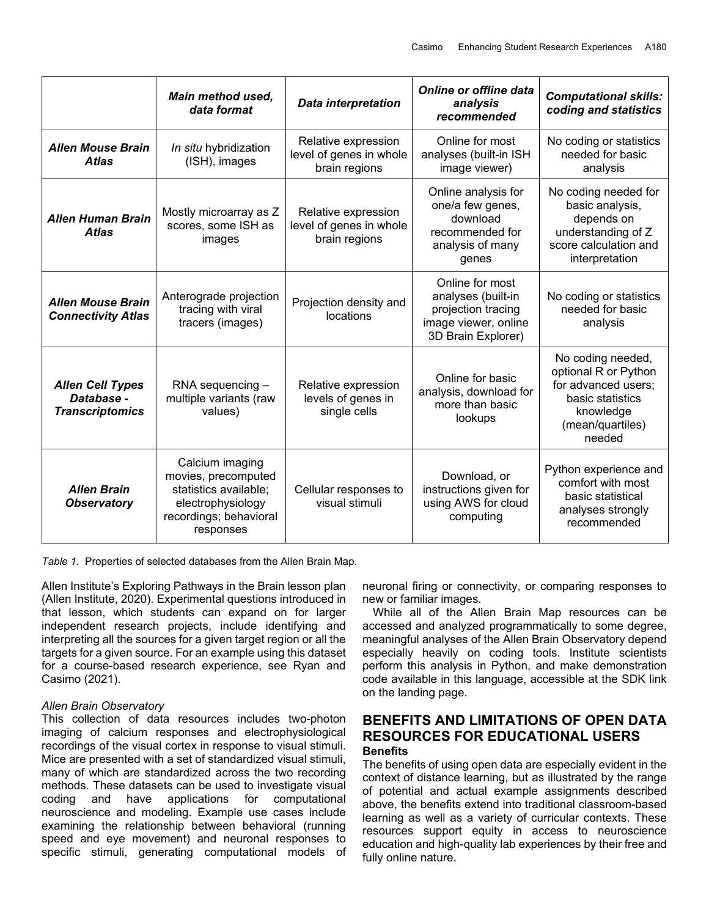| | *Main method used, data format* | *Data interpretation* | *Online or offline data analysis recommended* | *Computational skills: coding and statistics* |
|---|---|---|---|---|
| ***Allen Mouse Brain Atlas*** | *In situ* hybridization (ISH), images | Relative expression level of genes in whole brain regions | Online for most analyses (built-in ISH image viewer) | No coding or statistics needed for basic analysis |
| ***Allen Human Brain Atlas*** | Mostly microarray as Z scores, some ISH as images | Relative expression level of genes in whole brain regions | Online analysis for one/a few genes, download recommended for analysis of many genes | No coding needed for basic analysis, depends on understanding of Z score calculation and interpretation |
| ***Allen Mouse Brain Connectivity Atlas*** | Anterograde projection tracing with viral tracers (images) | Projection density and locations | Online for most analyses (built-in projection tracing image viewer, online 3D Brain Explorer) | No coding or statistics needed for basic analysis |
| ***Allen Cell Types Database - Transcriptomics*** | RNA sequencing – multiple variants (raw values) | Relative expression levels of genes in single cells | Online for basic analysis, download for more than basic lookups | No coding needed, optional R or Python for advanced users; basic statistics knowledge (mean/quartiles) needed |
| ***Allen Brain Observatory*** | Calcium imaging movies, precomputed statistics available; electrophysiology recordings; behavioral responses | Cellular responses to visual stimuli | Download, or instructions given for using AWS for cloud computing | Python experience and comfort with most basic statistical analyses strongly recommended |

*Table 1.* Properties of selected databases from the Allen Brain Map.

Allen Institute's Exploring Pathways in the Brain lesson plan (Allen Institute, 2020). Experimental questions introduced in that lesson, which students can expand on for larger independent research projects, include identifying and interpreting all the sources for a given target region or all the targets for a given source. For an example using this dataset for a course-based research experience, see Ryan and Casimo (2021).

*Allen Brain Observatory*

This collection of data resources includes two-photon imaging of calcium responses and electrophysiological recordings of the visual cortex in response to visual stimuli. Mice are presented with a set of standardized visual stimuli, many of which are standardized across the two recording methods. These datasets can be used to investigate visual coding and have applications for computational neuroscience and modeling. Example use cases include examining the relationship between behavioral (running speed and eye movement) and neuronal responses to specific stimuli, generating computational models of neuronal firing or connectivity, or comparing responses to new or familiar images.

While all of the Allen Brain Map resources can be accessed and analyzed programmatically to some degree, meaningful analyses of the Allen Brain Observatory depend especially heavily on coding tools. Institute scientists perform this analysis in Python, and make demonstration code available in this language, accessible at the SDK link on the landing page.

## BENEFITS AND LIMITATIONS OF OPEN DATA RESOURCES FOR EDUCATIONAL USERS

### Benefits

The benefits of using open data are especially evident in the context of distance learning, but as illustrated by the range of potential and actual example assignments described above, the benefits extend into traditional classroom-based learning as well as a variety of curricular contexts. These resources support equity in access to neuroscience education and high-quality lab experiences by their free and fully online nature.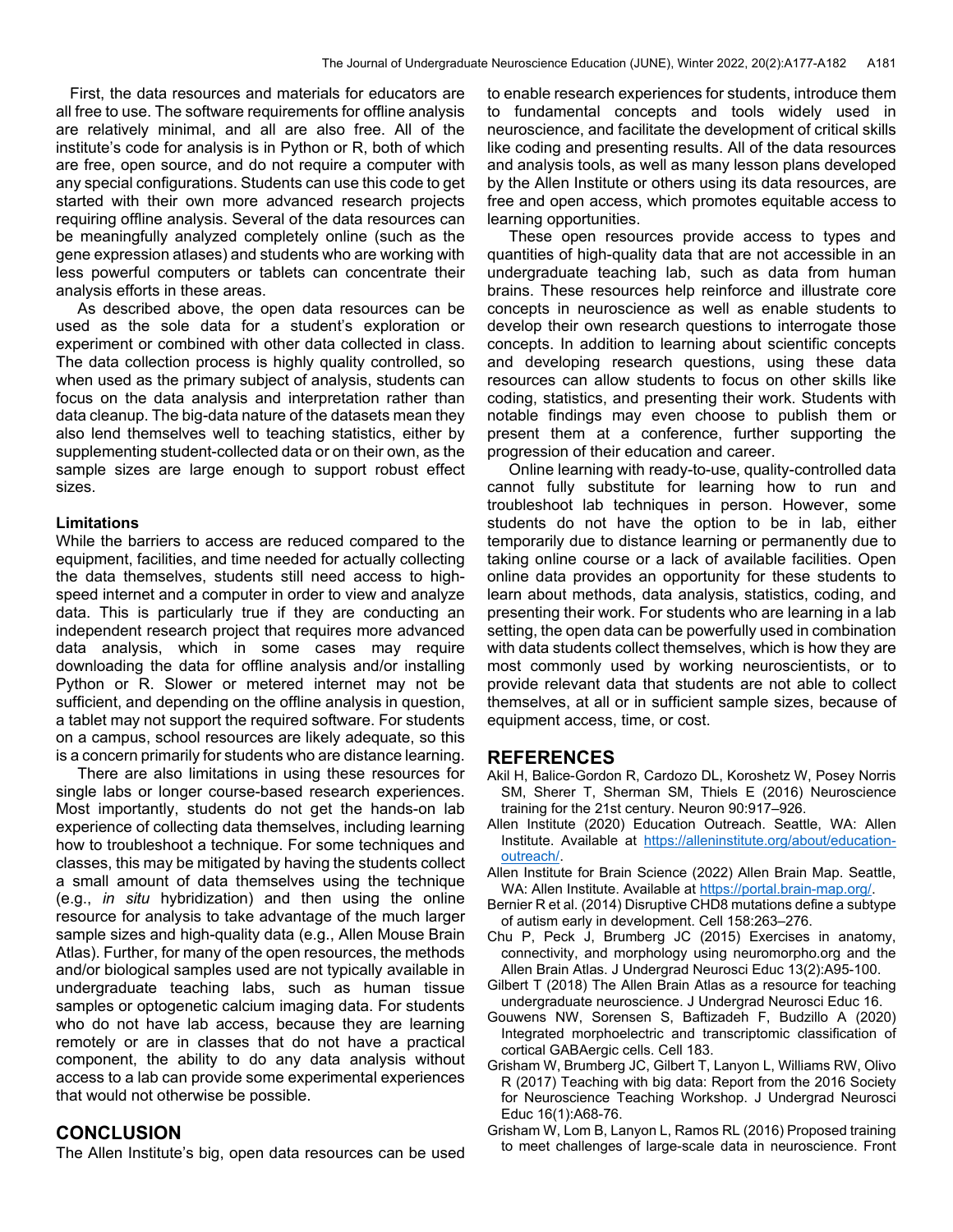First, the data resources and materials for educators are all free to use. The software requirements for offline analysis are relatively minimal, and all are also free. All of the institute's code for analysis is in Python or R, both of which are free, open source, and do not require a computer with any special configurations. Students can use this code to get started with their own more advanced research projects requiring offline analysis. Several of the data resources can be meaningfully analyzed completely online (such as the gene expression atlases) and students who are working with less powerful computers or tablets can concentrate their analysis efforts in these areas.

As described above, the open data resources can be used as the sole data for a student's exploration or experiment or combined with other data collected in class. The data collection process is highly quality controlled, so when used as the primary subject of analysis, students can focus on the data analysis and interpretation rather than data cleanup. The big-data nature of the datasets mean they also lend themselves well to teaching statistics, either by supplementing student-collected data or on their own, as the sample sizes are large enough to support robust effect sizes.

### Limitations

While the barriers to access are reduced compared to the equipment, facilities, and time needed for actually collecting the data themselves, students still need access to high-speed internet and a computer in order to view and analyze data. This is particularly true if they are conducting an independent research project that requires more advanced data analysis, which in some cases may require downloading the data for offline analysis and/or installing Python or R. Slower or metered internet may not be sufficient, and depending on the offline analysis in question, a tablet may not support the required software. For students on a campus, school resources are likely adequate, so this is a concern primarily for students who are distance learning.

There are also limitations in using these resources for single labs or longer course-based research experiences. Most importantly, students do not get the hands-on lab experience of collecting data themselves, including learning how to troubleshoot a technique. For some techniques and classes, this may be mitigated by having the students collect a small amount of data themselves using the technique (e.g., *in situ* hybridization) and then using the online resource for analysis to take advantage of the much larger sample sizes and high-quality data (e.g., Allen Mouse Brain Atlas). Further, for many of the open resources, the methods and/or biological samples used are not typically available in undergraduate teaching labs, such as human tissue samples or optogenetic calcium imaging data. For students who do not have lab access, because they are learning remotely or are in classes that do not have a practical component, the ability to do any data analysis without access to a lab can provide some experimental experiences that would not otherwise be possible.

## CONCLUSION

The Allen Institute's big, open data resources can be used to enable research experiences for students, introduce them to fundamental concepts and tools widely used in neuroscience, and facilitate the development of critical skills like coding and presenting results. All of the data resources and analysis tools, as well as many lesson plans developed by the Allen Institute or others using its data resources, are free and open access, which promotes equitable access to learning opportunities.

These open resources provide access to types and quantities of high-quality data that are not accessible in an undergraduate teaching lab, such as data from human brains. These resources help reinforce and illustrate core concepts in neuroscience as well as enable students to develop their own research questions to interrogate those concepts. In addition to learning about scientific concepts and developing research questions, using these data resources can allow students to focus on other skills like coding, statistics, and presenting their work. Students with notable findings may even choose to publish them or present them at a conference, further supporting the progression of their education and career.

Online learning with ready-to-use, quality-controlled data cannot fully substitute for learning how to run and troubleshoot lab techniques in person. However, some students do not have the option to be in lab, either temporarily due to distance learning or permanently due to taking online course or a lack of available facilities. Open online data provides an opportunity for these students to learn about methods, data analysis, statistics, coding, and presenting their work. For students who are learning in a lab setting, the open data can be powerfully used in combination with data students collect themselves, which is how they are most commonly used by working neuroscientists, or to provide relevant data that students are not able to collect themselves, at all or in sufficient sample sizes, because of equipment access, time, or cost.

## REFERENCES

Akil H, Balice-Gordon R, Cardozo DL, Koroshetz W, Posey Norris SM, Sherer T, Sherman SM, Thiels E (2016) Neuroscience training for the 21st century. Neuron 90:917–926.

Allen Institute (2020) Education Outreach. Seattle, WA: Allen Institute. Available at https://alleninstitute.org/about/education-outreach/.

Allen Institute for Brain Science (2022) Allen Brain Map. Seattle, WA: Allen Institute. Available at https://portal.brain-map.org/.

Bernier R et al. (2014) Disruptive CHD8 mutations define a subtype of autism early in development. Cell 158:263–276.

Chu P, Peck J, Brumberg JC (2015) Exercises in anatomy, connectivity, and morphology using neuromorpho.org and the Allen Brain Atlas. J Undergrad Neurosci Educ 13(2):A95-100.

Gilbert T (2018) The Allen Brain Atlas as a resource for teaching undergraduate neuroscience. J Undergrad Neurosci Educ 16.

Gouwens NW, Sorensen S, Baftizadeh F, Budzillo A (2020) Integrated morphoelectric and transcriptomic classification of cortical GABAergic cells. Cell 183.

Grisham W, Brumberg JC, Gilbert T, Lanyon L, Williams RW, Olivo R (2017) Teaching with big data: Report from the 2016 Society for Neuroscience Teaching Workshop. J Undergrad Neurosci Educ 16(1):A68-76.

Grisham W, Lom B, Lanyon L, Ramos RL (2016) Proposed training to meet challenges of large-scale data in neuroscience. Front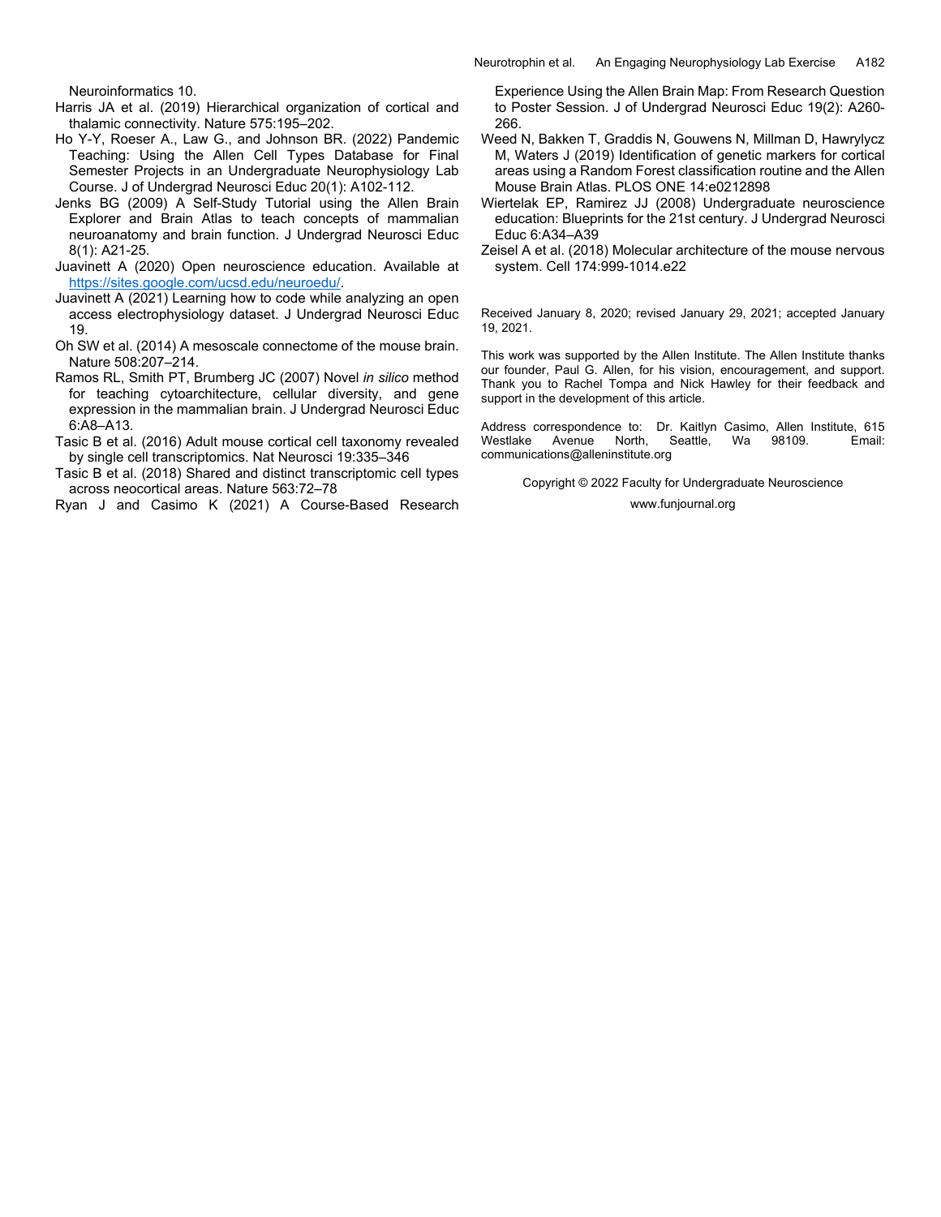Neuroinformatics 10.

Harris JA et al. (2019) Hierarchical organization of cortical and thalamic connectivity. Nature 575:195–202.

Ho Y-Y, Roeser A., Law G., and Johnson BR. (2022) Pandemic Teaching: Using the Allen Cell Types Database for Final Semester Projects in an Undergraduate Neurophysiology Lab Course. J of Undergrad Neurosci Educ 20(1): A102-112.

Jenks BG (2009) A Self-Study Tutorial using the Allen Brain Explorer and Brain Atlas to teach concepts of mammalian neuroanatomy and brain function. J Undergrad Neurosci Educ 8(1): A21-25.

Juavinett A (2020) Open neuroscience education. Available at https://sites.google.com/ucsd.edu/neuroedu/.

Juavinett A (2021) Learning how to code while analyzing an open access electrophysiology dataset. J Undergrad Neurosci Educ 19.

Oh SW et al. (2014) A mesoscale connectome of the mouse brain. Nature 508:207–214.

Ramos RL, Smith PT, Brumberg JC (2007) Novel *in silico* method for teaching cytoarchitecture, cellular diversity, and gene expression in the mammalian brain. J Undergrad Neurosci Educ 6:A8–A13.

Tasic B et al. (2016) Adult mouse cortical cell taxonomy revealed by single cell transcriptomics. Nat Neurosci 19:335–346

Tasic B et al. (2018) Shared and distinct transcriptomic cell types across neocortical areas. Nature 563:72–78

Ryan J and Casimo K (2021) A Course-Based Research Experience Using the Allen Brain Map: From Research Question to Poster Session. J of Undergrad Neurosci Educ 19(2): A260-266.

Weed N, Bakken T, Graddis N, Gouwens N, Millman D, Hawrylycz M, Waters J (2019) Identification of genetic markers for cortical areas using a Random Forest classification routine and the Allen Mouse Brain Atlas. PLOS ONE 14:e0212898

Wiertelak EP, Ramirez JJ (2008) Undergraduate neuroscience education: Blueprints for the 21st century. J Undergrad Neurosci Educ 6:A34–A39

Zeisel A et al. (2018) Molecular architecture of the mouse nervous system. Cell 174:999-1014.e22

Received January 8, 2020; revised January 29, 2021; accepted January 19, 2021.

This work was supported by the Allen Institute. The Allen Institute thanks our founder, Paul G. Allen, for his vision, encouragement, and support. Thank you to Rachel Tompa and Nick Hawley for their feedback and support in the development of this article.

Address correspondence to: Dr. Kaitlyn Casimo, Allen Institute, 615 Westlake Avenue North, Seattle, Wa 98109. Email: communications@alleninstitute.org

Copyright © 2022 Faculty for Undergraduate Neuroscience

www.funjournal.org